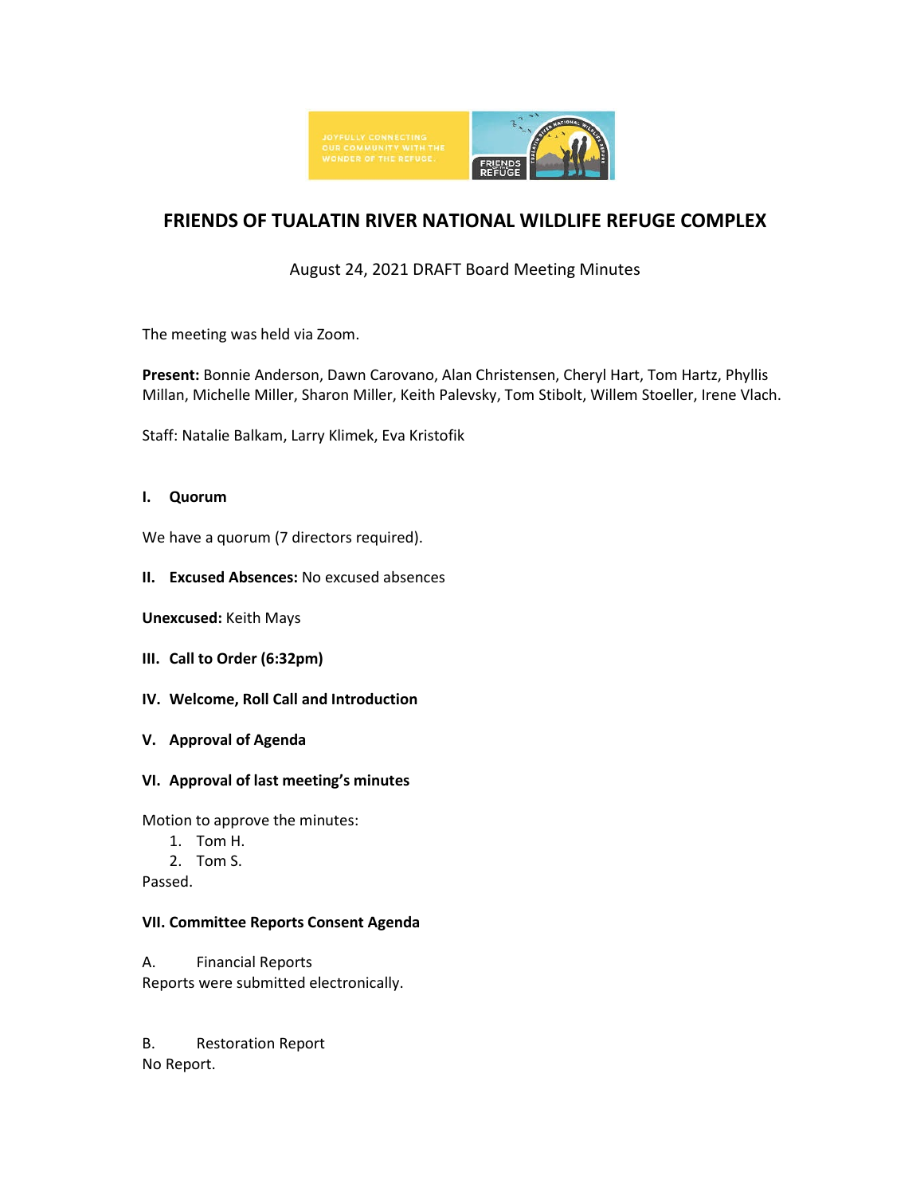# FRIENDS OF TUALATIN RIVER NATIONAL WILDLIFE REFUGE COMPLEX

August 24, 2021 DRAFT Board Meeting Minutes

The meeting was held via Zoom.

**Present:** Bonnie Anderson, Dawn Carovano, Alan Christensen, Cheryl Hart, Tom Hartz, Phyllis Millan, Michelle Miller, Sharon Miller, Keith Palevsky, Tom Stibolt, Willem Stoeller, Irene Vlach.

Staff: Natalie Balkam, Larry Klimek, Eva Kristofik

**I. Quorum**

We have a quorum (7 directors required).

**II. Excused Absences:** No excused absences

**Unexcused:** Keith Mays

**III. Call to Order (6:32pm)**

**IV. Welcome, Roll Call and Introduction**

**V. Approval of Agenda**

**VI. Approval of last meeting's minutes**

Motion to approve the minutes:

1. Tom H.
2. Tom S.

Passed.

**VII. Committee Reports Consent Agenda**

A. Financial Reports

Reports were submitted electronically.

B. Restoration Report

No Report.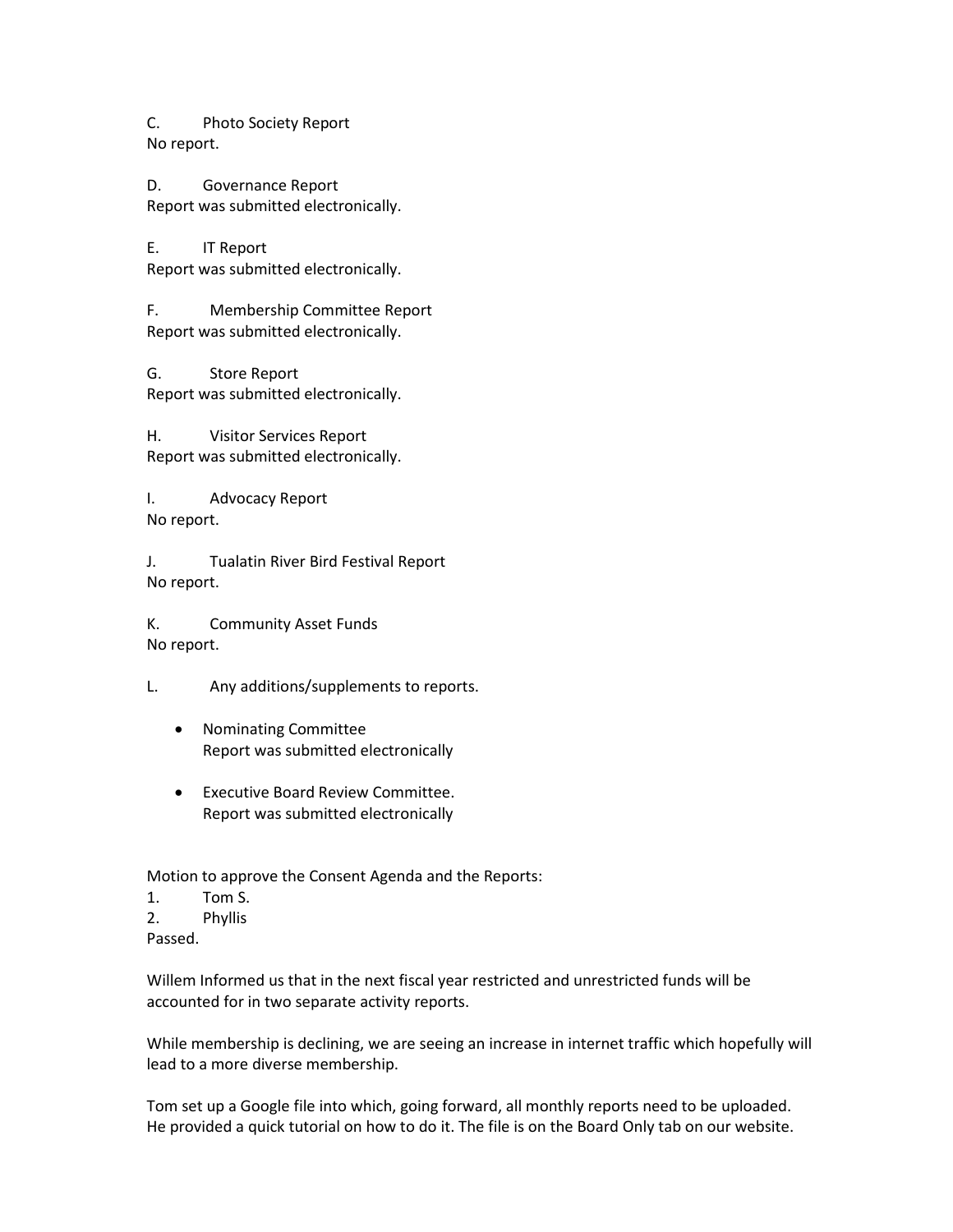C. Photo Society Report
No report.

D. Governance Report
Report was submitted electronically.

E. IT Report
Report was submitted electronically.

F. Membership Committee Report
Report was submitted electronically.

G. Store Report
Report was submitted electronically.

H. Visitor Services Report
Report was submitted electronically.

I. Advocacy Report
No report.

J. Tualatin River Bird Festival Report
No report.

K. Community Asset Funds
No report.

L. Any additions/supplements to reports.

- Nominating Committee
  Report was submitted electronically

- Executive Board Review Committee.
  Report was submitted electronically

Motion to approve the Consent Agenda and the Reports:

1. Tom S.
2. Phyllis

Passed.

Willem Informed us that in the next fiscal year restricted and unrestricted funds will be accounted for in two separate activity reports.

While membership is declining, we are seeing an increase in internet traffic which hopefully will lead to a more diverse membership.

Tom set up a Google file into which, going forward, all monthly reports need to be uploaded. He provided a quick tutorial on how to do it. The file is on the Board Only tab on our website.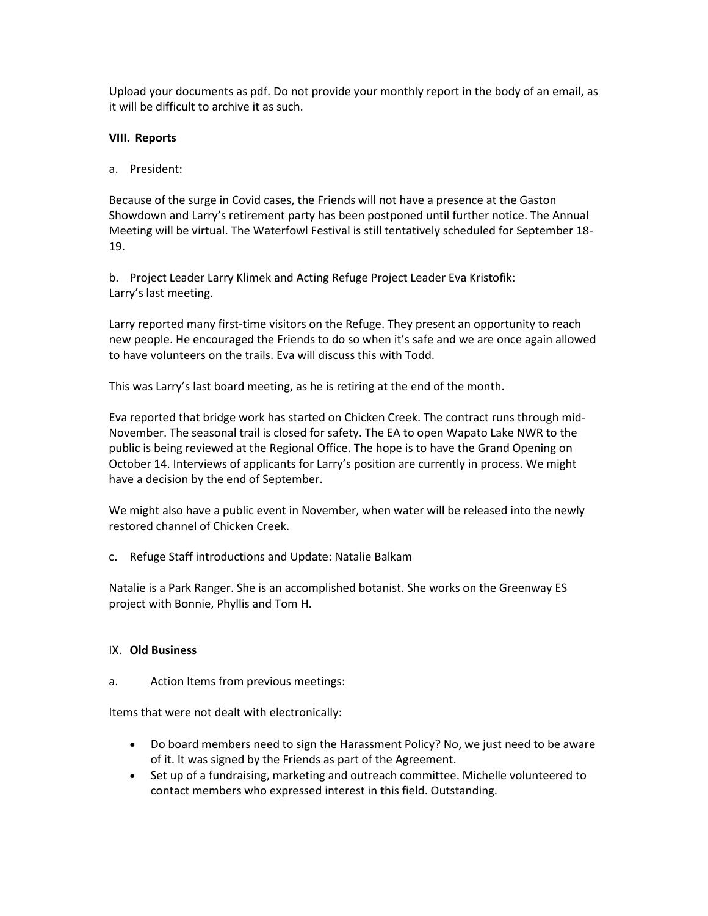Upload your documents as pdf. Do not provide your monthly report in the body of an email, as it will be difficult to archive it as such.

**VIII. Reports**

a. President:

Because of the surge in Covid cases, the Friends will not have a presence at the Gaston Showdown and Larry's retirement party has been postponed until further notice. The Annual Meeting will be virtual. The Waterfowl Festival is still tentatively scheduled for September 18-19.

b. Project Leader Larry Klimek and Acting Refuge Project Leader Eva Kristofik:
Larry's last meeting.

Larry reported many first-time visitors on the Refuge. They present an opportunity to reach new people. He encouraged the Friends to do so when it's safe and we are once again allowed to have volunteers on the trails. Eva will discuss this with Todd.

This was Larry's last board meeting, as he is retiring at the end of the month.

Eva reported that bridge work has started on Chicken Creek. The contract runs through mid-November. The seasonal trail is closed for safety. The EA to open Wapato Lake NWR to the public is being reviewed at the Regional Office. The hope is to have the Grand Opening on October 14. Interviews of applicants for Larry's position are currently in process. We might have a decision by the end of September.

We might also have a public event in November, when water will be released into the newly restored channel of Chicken Creek.

c. Refuge Staff introductions and Update: Natalie Balkam

Natalie is a Park Ranger. She is an accomplished botanist. She works on the Greenway ES project with Bonnie, Phyllis and Tom H.

IX. **Old Business**

a. Action Items from previous meetings:

Items that were not dealt with electronically:

- Do board members need to sign the Harassment Policy? No, we just need to be aware of it. It was signed by the Friends as part of the Agreement.
- Set up of a fundraising, marketing and outreach committee. Michelle volunteered to contact members who expressed interest in this field. Outstanding.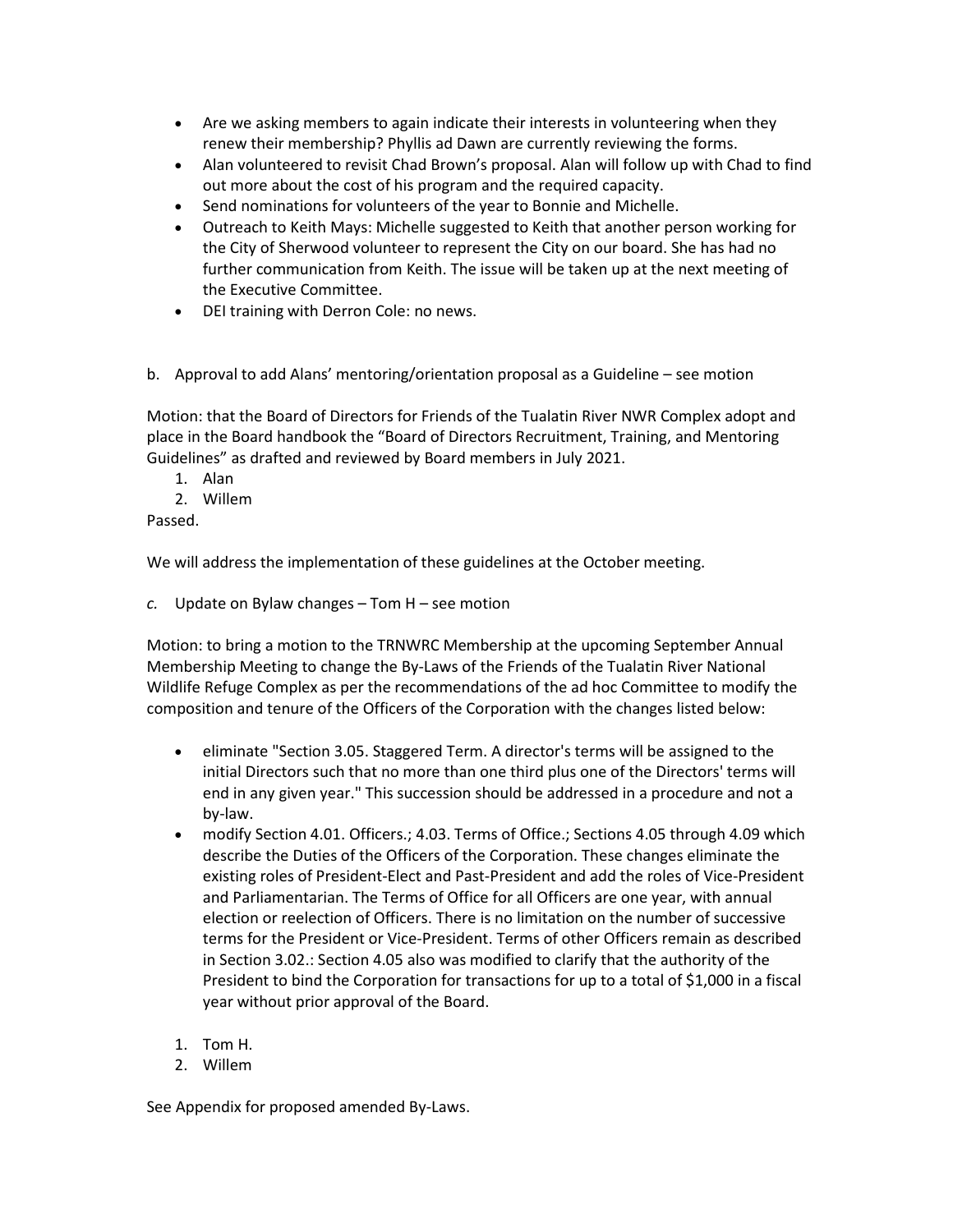- Are we asking members to again indicate their interests in volunteering when they renew their membership? Phyllis ad Dawn are currently reviewing the forms.
- Alan volunteered to revisit Chad Brown's proposal. Alan will follow up with Chad to find out more about the cost of his program and the required capacity.
- Send nominations for volunteers of the year to Bonnie and Michelle.
- Outreach to Keith Mays: Michelle suggested to Keith that another person working for the City of Sherwood volunteer to represent the City on our board. She has had no further communication from Keith. The issue will be taken up at the next meeting of the Executive Committee.
- DEI training with Derron Cole: no news.

b. Approval to add Alans' mentoring/orientation proposal as a Guideline – see motion

Motion: that the Board of Directors for Friends of the Tualatin River NWR Complex adopt and place in the Board handbook the "Board of Directors Recruitment, Training, and Mentoring Guidelines" as drafted and reviewed by Board members in July 2021.

1. Alan
2. Willem

Passed.

We will address the implementation of these guidelines at the October meeting.

*c.* Update on Bylaw changes – Tom H – see motion

Motion: to bring a motion to the TRNWRC Membership at the upcoming September Annual Membership Meeting to change the By-Laws of the Friends of the Tualatin River National Wildlife Refuge Complex as per the recommendations of the ad hoc Committee to modify the composition and tenure of the Officers of the Corporation with the changes listed below:

- eliminate "Section 3.05. Staggered Term. A director's terms will be assigned to the initial Directors such that no more than one third plus one of the Directors' terms will end in any given year." This succession should be addressed in a procedure and not a by-law.
- modify Section 4.01. Officers.; 4.03. Terms of Office.; Sections 4.05 through 4.09 which describe the Duties of the Officers of the Corporation. These changes eliminate the existing roles of President-Elect and Past-President and add the roles of Vice-President and Parliamentarian. The Terms of Office for all Officers are one year, with annual election or reelection of Officers. There is no limitation on the number of successive terms for the President or Vice-President. Terms of other Officers remain as described in Section 3.02.: Section 4.05 also was modified to clarify that the authority of the President to bind the Corporation for transactions for up to a total of $1,000 in a fiscal year without prior approval of the Board.

1. Tom H.
2. Willem

See Appendix for proposed amended By-Laws.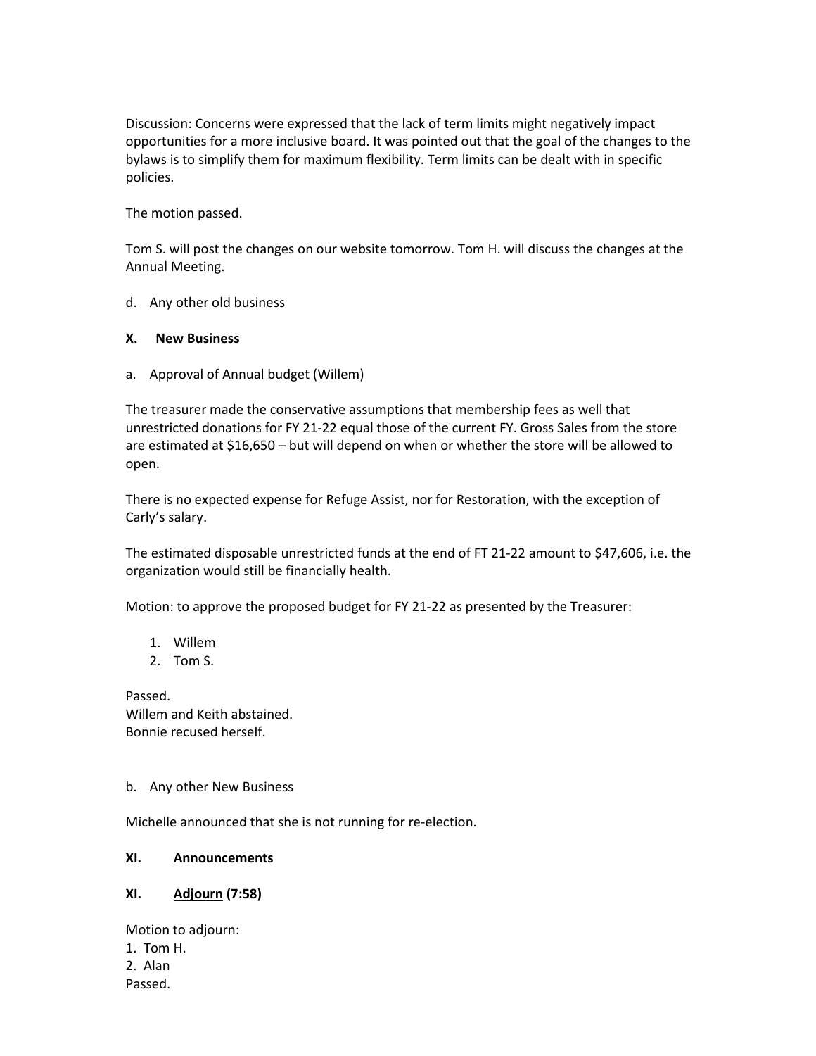Discussion: Concerns were expressed that the lack of term limits might negatively impact opportunities for a more inclusive board. It was pointed out that the goal of the changes to the bylaws is to simplify them for maximum flexibility. Term limits can be dealt with in specific policies.

The motion passed.

Tom S. will post the changes on our website tomorrow. Tom H. will discuss the changes at the Annual Meeting.

d. Any other old business

**X. New Business**

a. Approval of Annual budget (Willem)

The treasurer made the conservative assumptions that membership fees as well that unrestricted donations for FY 21-22 equal those of the current FY. Gross Sales from the store are estimated at $16,650 – but will depend on when or whether the store will be allowed to open.

There is no expected expense for Refuge Assist, nor for Restoration, with the exception of Carly's salary.

The estimated disposable unrestricted funds at the end of FT 21-22 amount to $47,606, i.e. the organization would still be financially health.

Motion: to approve the proposed budget for FY 21-22 as presented by the Treasurer:

1. Willem
2. Tom S.

Passed.
Willem and Keith abstained.
Bonnie recused herself.

b. Any other New Business

Michelle announced that she is not running for re-election.

**XI. Announcements**

**XI. Adjourn (7:58)**

Motion to adjourn:
1. Tom H.
2. Alan
Passed.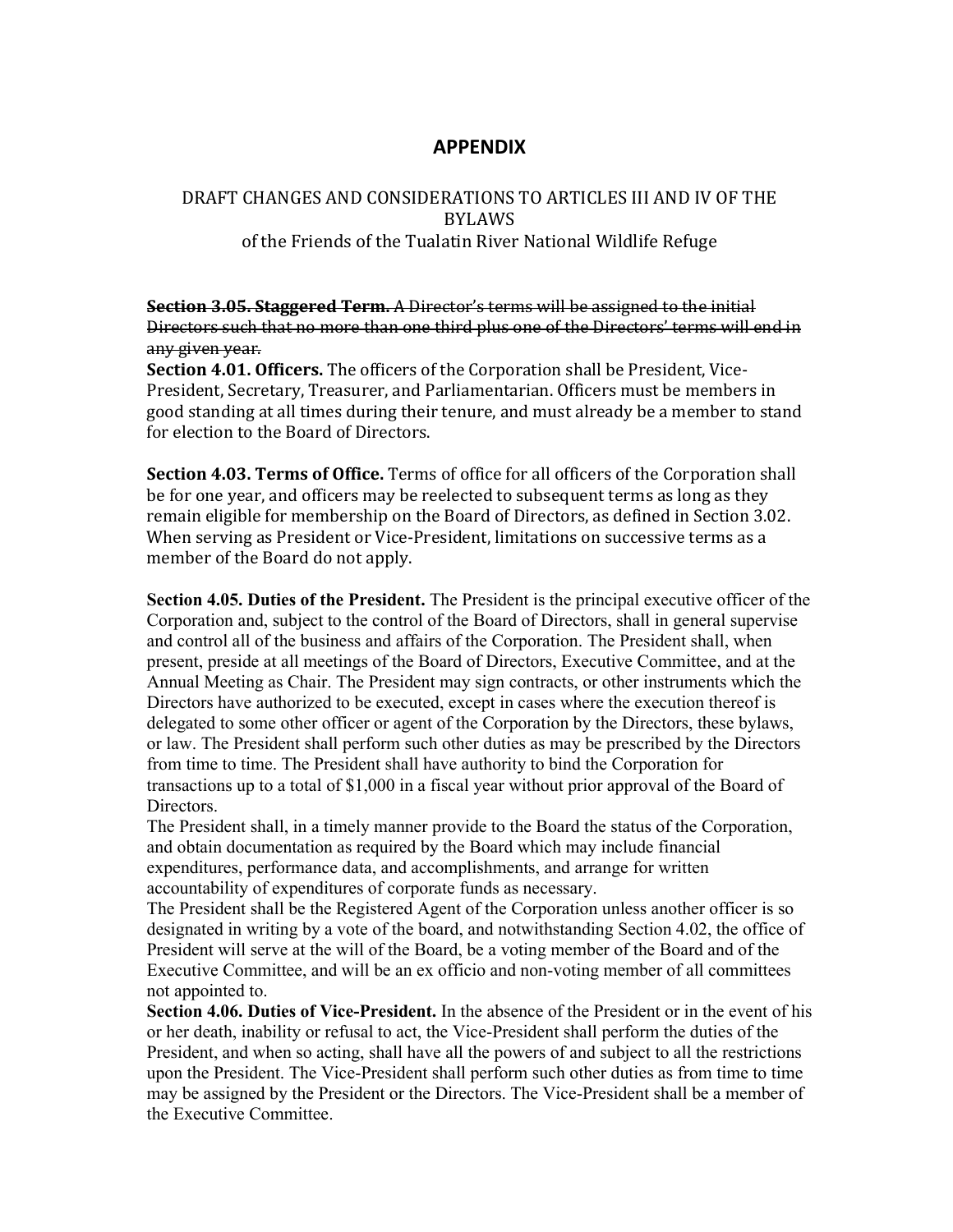# APPENDIX

## DRAFT CHANGES AND CONSIDERATIONS TO ARTICLES III AND IV OF THE BYLAWS
### of the Friends of the Tualatin River National Wildlife Refuge

~~**Section 3.05. Staggered Term.** A Director's terms will be assigned to the initial Directors such that no more than one third plus one of the Directors' terms will end in any given year.~~

**Section 4.01. Officers.** The officers of the Corporation shall be President, Vice-President, Secretary, Treasurer, and Parliamentarian. Officers must be members in good standing at all times during their tenure, and must already be a member to stand for election to the Board of Directors.

**Section 4.03. Terms of Office.** Terms of office for all officers of the Corporation shall be for one year, and officers may be reelected to subsequent terms as long as they remain eligible for membership on the Board of Directors, as defined in Section 3.02. When serving as President or Vice-President, limitations on successive terms as a member of the Board do not apply.

**Section 4.05. Duties of the President.** The President is the principal executive officer of the Corporation and, subject to the control of the Board of Directors, shall in general supervise and control all of the business and affairs of the Corporation. The President shall, when present, preside at all meetings of the Board of Directors, Executive Committee, and at the Annual Meeting as Chair. The President may sign contracts, or other instruments which the Directors have authorized to be executed, except in cases where the execution thereof is delegated to some other officer or agent of the Corporation by the Directors, these bylaws, or law. The President shall perform such other duties as may be prescribed by the Directors from time to time. The President shall have authority to bind the Corporation for transactions up to a total of $1,000 in a fiscal year without prior approval of the Board of Directors.

The President shall, in a timely manner provide to the Board the status of the Corporation, and obtain documentation as required by the Board which may include financial expenditures, performance data, and accomplishments, and arrange for written accountability of expenditures of corporate funds as necessary.

The President shall be the Registered Agent of the Corporation unless another officer is so designated in writing by a vote of the board, and notwithstanding Section 4.02, the office of President will serve at the will of the Board, be a voting member of the Board and of the Executive Committee, and will be an ex officio and non-voting member of all committees not appointed to.

**Section 4.06. Duties of Vice-President.** In the absence of the President or in the event of his or her death, inability or refusal to act, the Vice-President shall perform the duties of the President, and when so acting, shall have all the powers of and subject to all the restrictions upon the President. The Vice-President shall perform such other duties as from time to time may be assigned by the President or the Directors. The Vice-President shall be a member of the Executive Committee.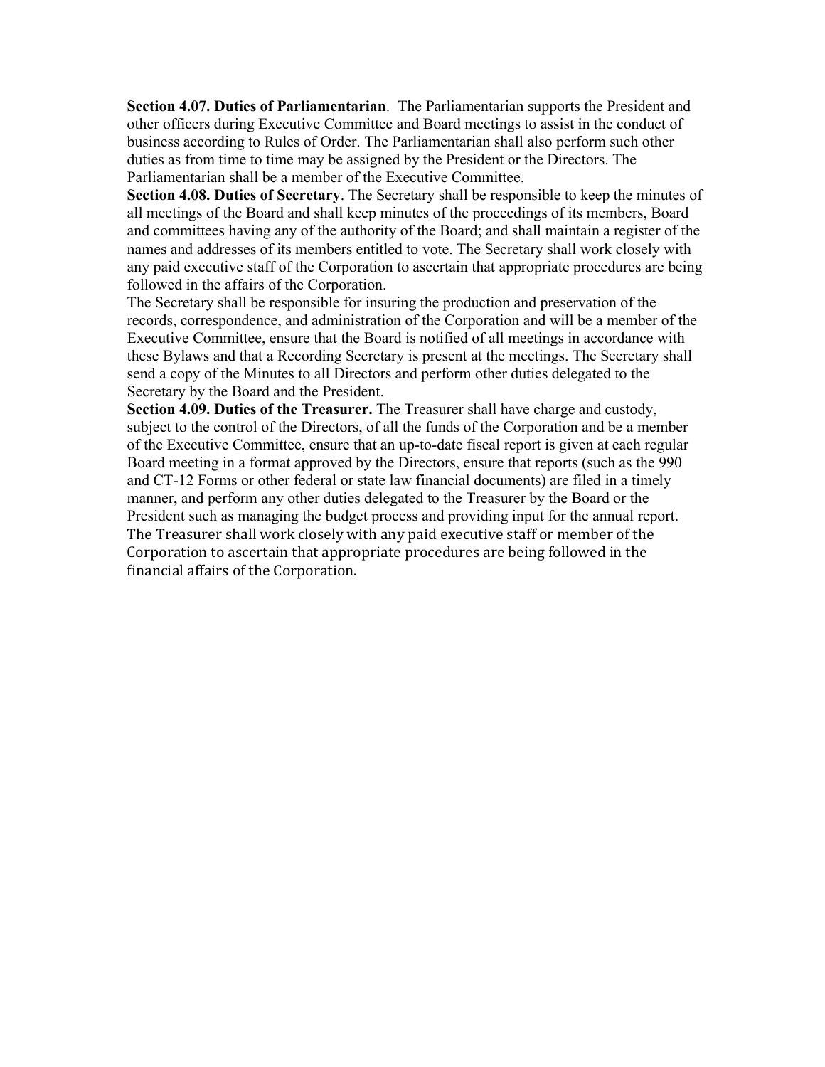**Section 4.07. Duties of Parliamentarian**. The Parliamentarian supports the President and other officers during Executive Committee and Board meetings to assist in the conduct of business according to Rules of Order. The Parliamentarian shall also perform such other duties as from time to time may be assigned by the President or the Directors. The Parliamentarian shall be a member of the Executive Committee.

**Section 4.08. Duties of Secretary**. The Secretary shall be responsible to keep the minutes of all meetings of the Board and shall keep minutes of the proceedings of its members, Board and committees having any of the authority of the Board; and shall maintain a register of the names and addresses of its members entitled to vote. The Secretary shall work closely with any paid executive staff of the Corporation to ascertain that appropriate procedures are being followed in the affairs of the Corporation.

The Secretary shall be responsible for insuring the production and preservation of the records, correspondence, and administration of the Corporation and will be a member of the Executive Committee, ensure that the Board is notified of all meetings in accordance with these Bylaws and that a Recording Secretary is present at the meetings. The Secretary shall send a copy of the Minutes to all Directors and perform other duties delegated to the Secretary by the Board and the President.

**Section 4.09. Duties of the Treasurer.** The Treasurer shall have charge and custody, subject to the control of the Directors, of all the funds of the Corporation and be a member of the Executive Committee, ensure that an up-to-date fiscal report is given at each regular Board meeting in a format approved by the Directors, ensure that reports (such as the 990 and CT-12 Forms or other federal or state law financial documents) are filed in a timely manner, and perform any other duties delegated to the Treasurer by the Board or the President such as managing the budget process and providing input for the annual report. The Treasurer shall work closely with any paid executive staff or member of the Corporation to ascertain that appropriate procedures are being followed in the financial affairs of the Corporation.